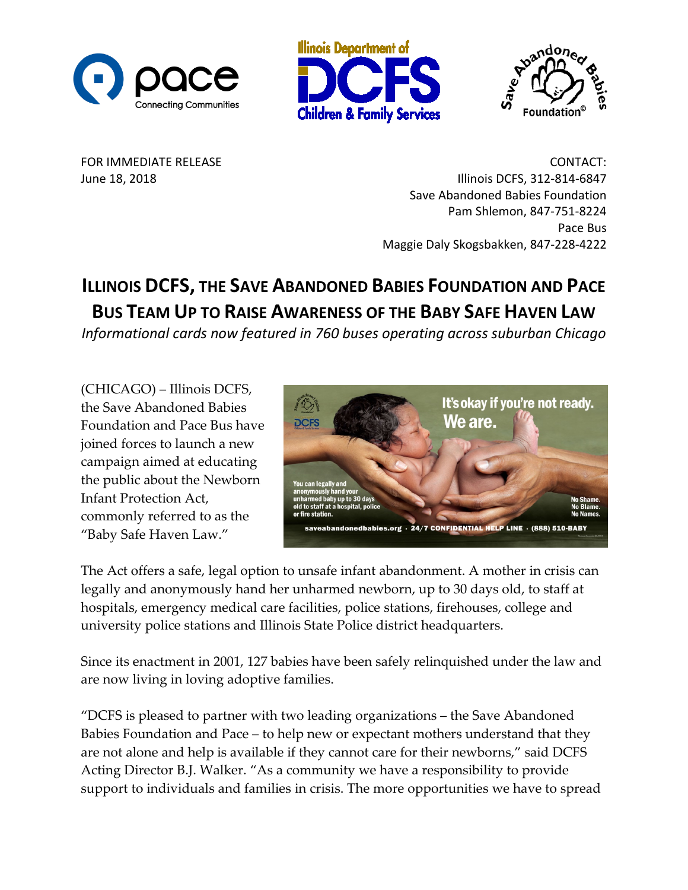FOR IMMEDIATE RELEASE
June 18, 2018

CONTACT:
Illinois DCFS, 312-814-6847
Save Abandoned Babies Foundation
Pam Shlemon, 847-751-8224
Pace Bus
Maggie Daly Skogsbakken, 847-228-4222

# ILLINOIS DCFS, THE SAVE ABANDONED BABIES FOUNDATION AND PACE BUS TEAM UP TO RAISE AWARENESS OF THE BABY SAFE HAVEN LAW

*Informational cards now featured in 760 buses operating across suburban Chicago*

(CHICAGO) – Illinois DCFS, the Save Abandoned Babies Foundation and Pace Bus have joined forces to launch a new campaign aimed at educating the public about the Newborn Infant Protection Act, commonly referred to as the "Baby Safe Haven Law."

The Act offers a safe, legal option to unsafe infant abandonment. A mother in crisis can legally and anonymously hand her unharmed newborn, up to 30 days old, to staff at hospitals, emergency medical care facilities, police stations, firehouses, college and university police stations and Illinois State Police district headquarters.

Since its enactment in 2001, 127 babies have been safely relinquished under the law and are now living in loving adoptive families.

"DCFS is pleased to partner with two leading organizations – the Save Abandoned Babies Foundation and Pace – to help new or expectant mothers understand that they are not alone and help is available if they cannot care for their newborns," said DCFS Acting Director B.J. Walker. "As a community we have a responsibility to provide support to individuals and families in crisis. The more opportunities we have to spread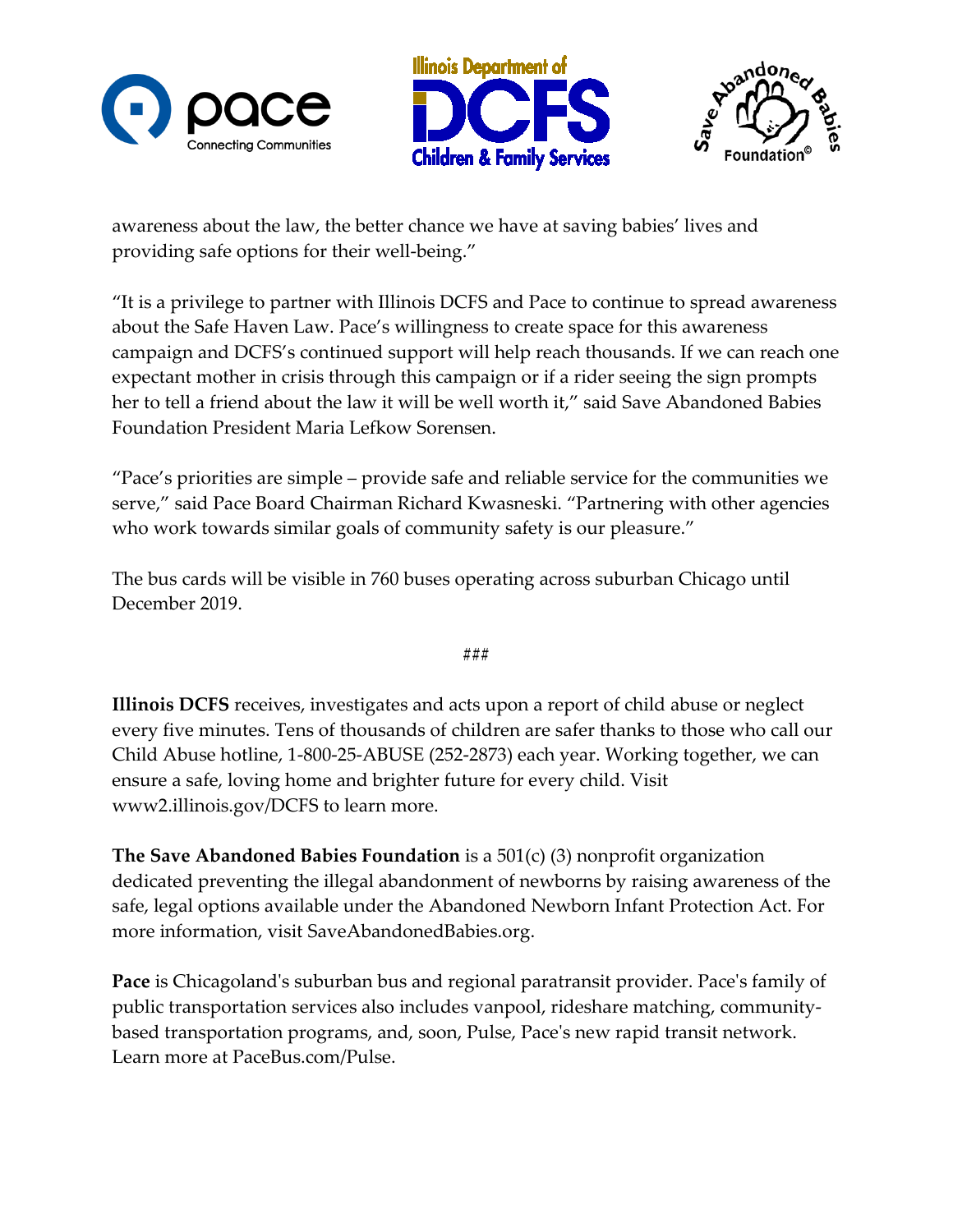awareness about the law, the better chance we have at saving babies' lives and providing safe options for their well-being."

"It is a privilege to partner with Illinois DCFS and Pace to continue to spread awareness about the Safe Haven Law. Pace's willingness to create space for this awareness campaign and DCFS's continued support will help reach thousands. If we can reach one expectant mother in crisis through this campaign or if a rider seeing the sign prompts her to tell a friend about the law it will be well worth it," said Save Abandoned Babies Foundation President Maria Lefkow Sorensen.

"Pace's priorities are simple – provide safe and reliable service for the communities we serve," said Pace Board Chairman Richard Kwasneski. "Partnering with other agencies who work towards similar goals of community safety is our pleasure."

The bus cards will be visible in 760 buses operating across suburban Chicago until December 2019.

###

**Illinois DCFS** receives, investigates and acts upon a report of child abuse or neglect every five minutes. Tens of thousands of children are safer thanks to those who call our Child Abuse hotline, 1-800-25-ABUSE (252-2873) each year. Working together, we can ensure a safe, loving home and brighter future for every child. Visit www2.illinois.gov/DCFS to learn more.

**The Save Abandoned Babies Foundation** is a 501(c) (3) nonprofit organization dedicated preventing the illegal abandonment of newborns by raising awareness of the safe, legal options available under the Abandoned Newborn Infant Protection Act. For more information, visit SaveAbandonedBabies.org.

**Pace** is Chicagoland's suburban bus and regional paratransit provider. Pace's family of public transportation services also includes vanpool, rideshare matching, community-based transportation programs, and, soon, Pulse, Pace's new rapid transit network. Learn more at PaceBus.com/Pulse.